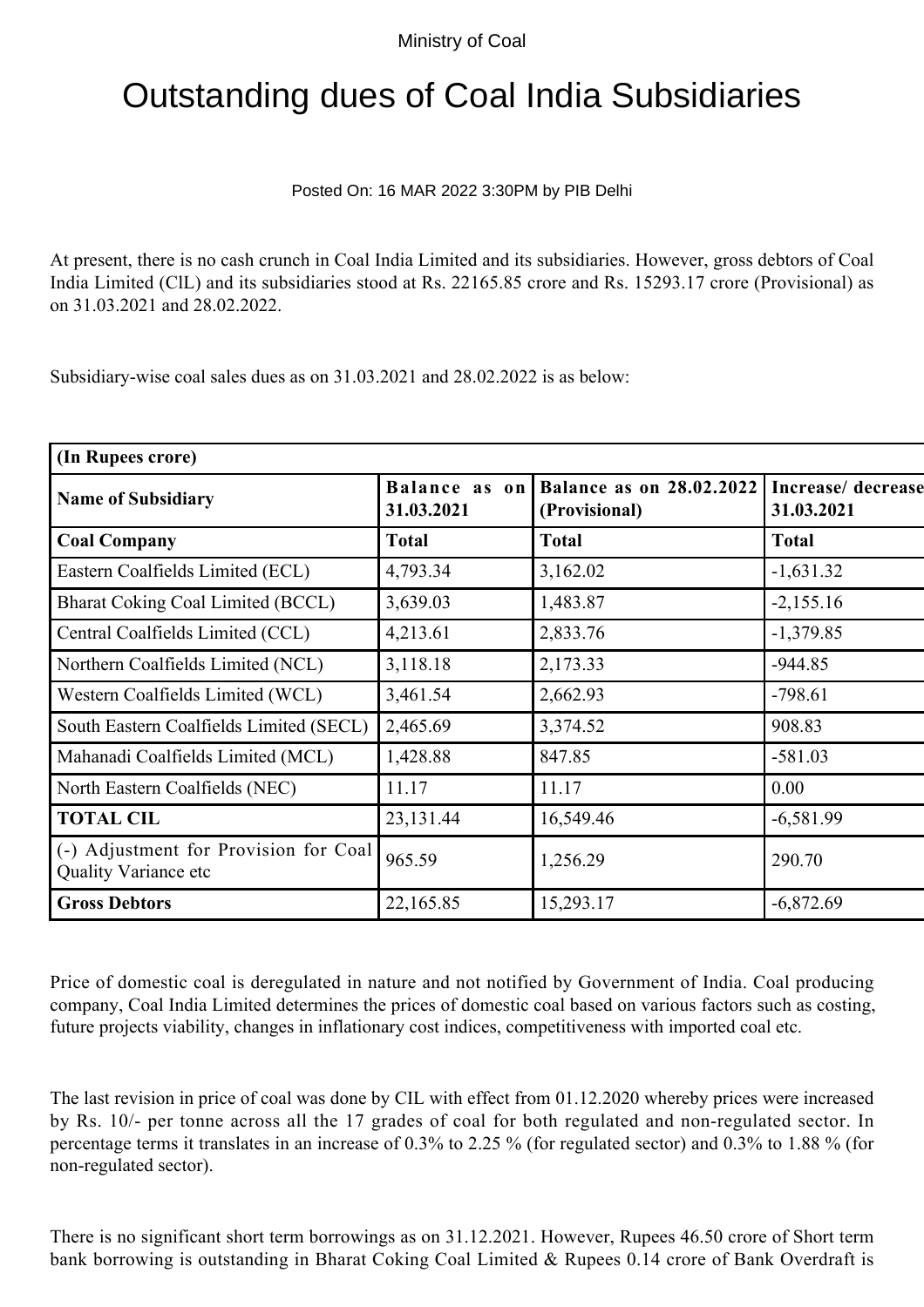Ministry of Coal

# Outstanding dues of Coal India Subsidiaries

Posted On: 16 MAR 2022 3:30PM by PIB Delhi

At present, there is no cash crunch in Coal India Limited and its subsidiaries. However, gross debtors of Coal India Limited (ClL) and its subsidiaries stood at Rs. 22165.85 crore and Rs. 15293.17 crore (Provisional) as on 31.03.2021 and 28.02.2022.

Subsidiary-wise coal sales dues as on 31.03.2021 and 28.02.2022 is as below:

| (In Rupees crore) | | | |
|---|---|---|---|
| **Name of Subsidiary** | **Balance as on 31.03.2021** | **Balance as on 28.02.2022 (Provisional)** | **Increase/ decrease 31.03.2021** |
| **Coal Company** | **Total** | **Total** | **Total** |
| Eastern Coalfields Limited (ECL) | 4,793.34 | 3,162.02 | -1,631.32 |
| Bharat Coking Coal Limited (BCCL) | 3,639.03 | 1,483.87 | -2,155.16 |
| Central Coalfields Limited (CCL) | 4,213.61 | 2,833.76 | -1,379.85 |
| Northern Coalfields Limited (NCL) | 3,118.18 | 2,173.33 | -944.85 |
| Western Coalfields Limited (WCL) | 3,461.54 | 2,662.93 | -798.61 |
| South Eastern Coalfields Limited (SECL) | 2,465.69 | 3,374.52 | 908.83 |
| Mahanadi Coalfields Limited (MCL) | 1,428.88 | 847.85 | -581.03 |
| North Eastern Coalfields (NEC) | 11.17 | 11.17 | 0.00 |
| **TOTAL CIL** | 23,131.44 | 16,549.46 | -6,581.99 |
| (-) Adjustment for Provision for Coal Quality Variance etc | 965.59 | 1,256.29 | 290.70 |
| **Gross Debtors** | 22,165.85 | 15,293.17 | -6,872.69 |

Price of domestic coal is deregulated in nature and not notified by Government of India. Coal producing company, Coal India Limited determines the prices of domestic coal based on various factors such as costing, future projects viability, changes in inflationary cost indices, competitiveness with imported coal etc.

The last revision in price of coal was done by CIL with effect from 01.12.2020 whereby prices were increased by Rs. 10/- per tonne across all the 17 grades of coal for both regulated and non-regulated sector. In percentage terms it translates in an increase of 0.3% to 2.25 % (for regulated sector) and 0.3% to 1.88 % (for non-regulated sector).

There is no significant short term borrowings as on 31.12.2021. However, Rupees 46.50 crore of Short term bank borrowing is outstanding in Bharat Coking Coal Limited & Rupees 0.14 crore of Bank Overdraft is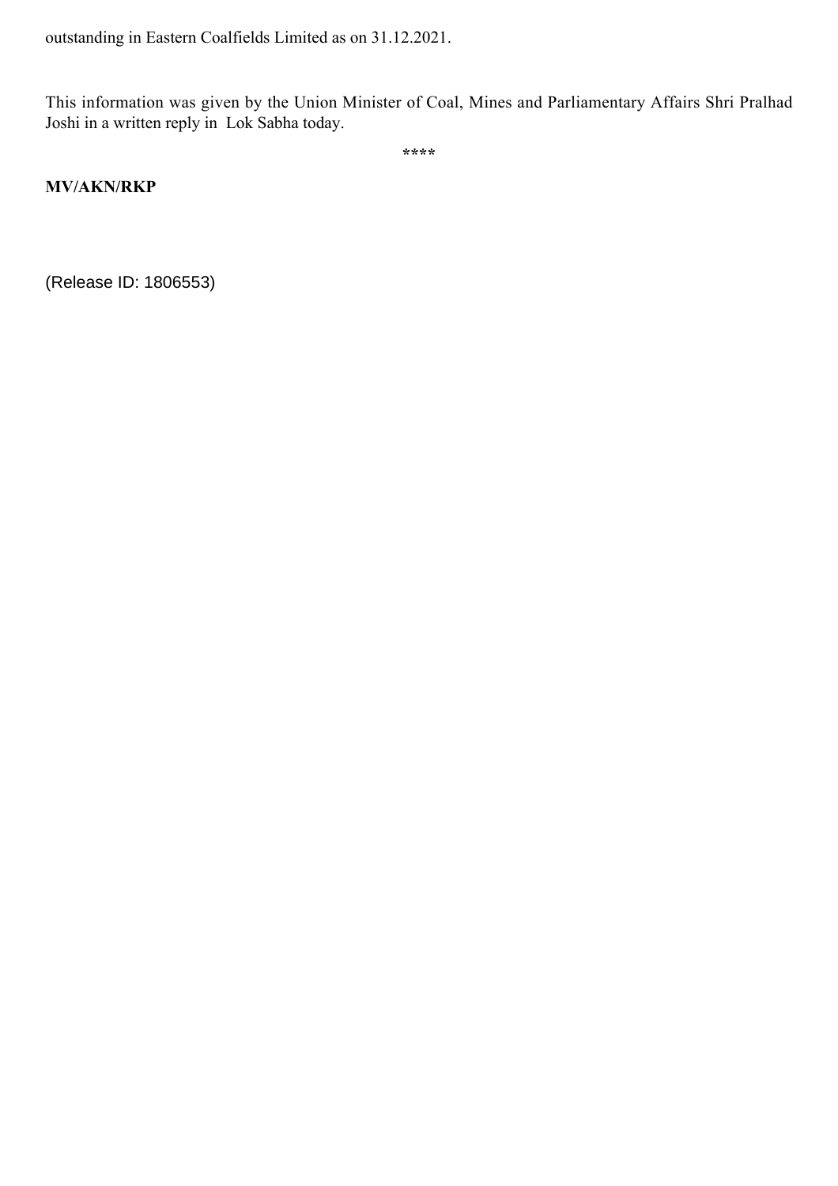outstanding in Eastern Coalfields Limited as on 31.12.2021.

This information was given by the Union Minister of Coal, Mines and Parliamentary Affairs Shri Pralhad Joshi in a written reply in Lok Sabha today.

****

**MV/AKN/RKP**

(Release ID: 1806553)